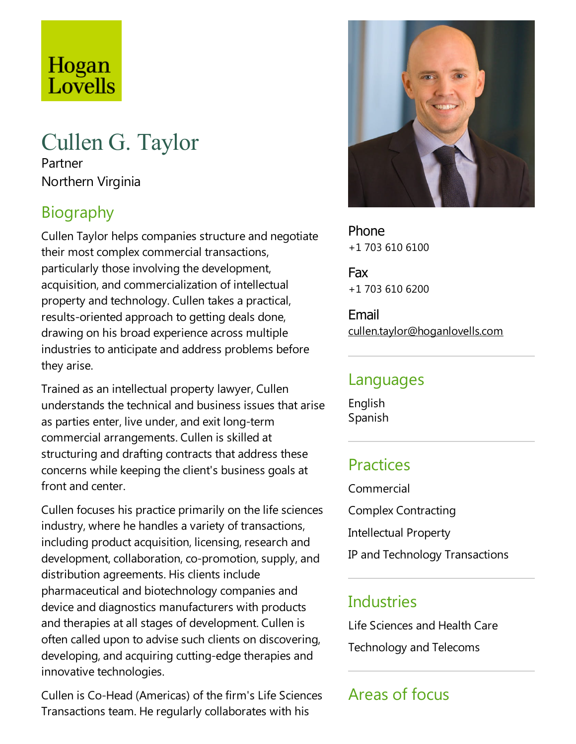Hogan Lovells

# Cullen G. Taylor

Partner

Northern Virginia

## Biography

Cullen Taylor helps companies structure and negotiate their most complex commercial transactions, particularly those involving the development, acquisition, and commercialization of intellectual property and technology. Cullen takes a practical, results-oriented approach to getting deals done, drawing on his broad experience across multiple industries to anticipate and address problems before they arise.

Trained as an intellectual property lawyer, Cullen understands the technical and business issues that arise as parties enter, live under, and exit long-term commercial arrangements. Cullen is skilled at structuring and drafting contracts that address these concerns while keeping the client's business goals at front and center.

Cullen focuses his practice primarily on the life sciences industry, where he handles a variety of transactions, including product acquisition, licensing, research and development, collaboration, co-promotion, supply, and distribution agreements. His clients include pharmaceutical and biotechnology companies and device and diagnostics manufacturers with products and therapies at all stages of development. Cullen is often called upon to advise such clients on discovering, developing, and acquiring cutting-edge therapies and innovative technologies.

Cullen is Co-Head (Americas) of the firm's Life Sciences Transactions team. He regularly collaborates with his

Phone
+1 703 610 6100

Fax
+1 703 610 6200

Email
cullen.taylor@hoganlovells.com

## Languages

English
Spanish

## Practices

Commercial

Complex Contracting

Intellectual Property

IP and Technology Transactions

## Industries

Life Sciences and Health Care

Technology and Telecoms

## Areas of focus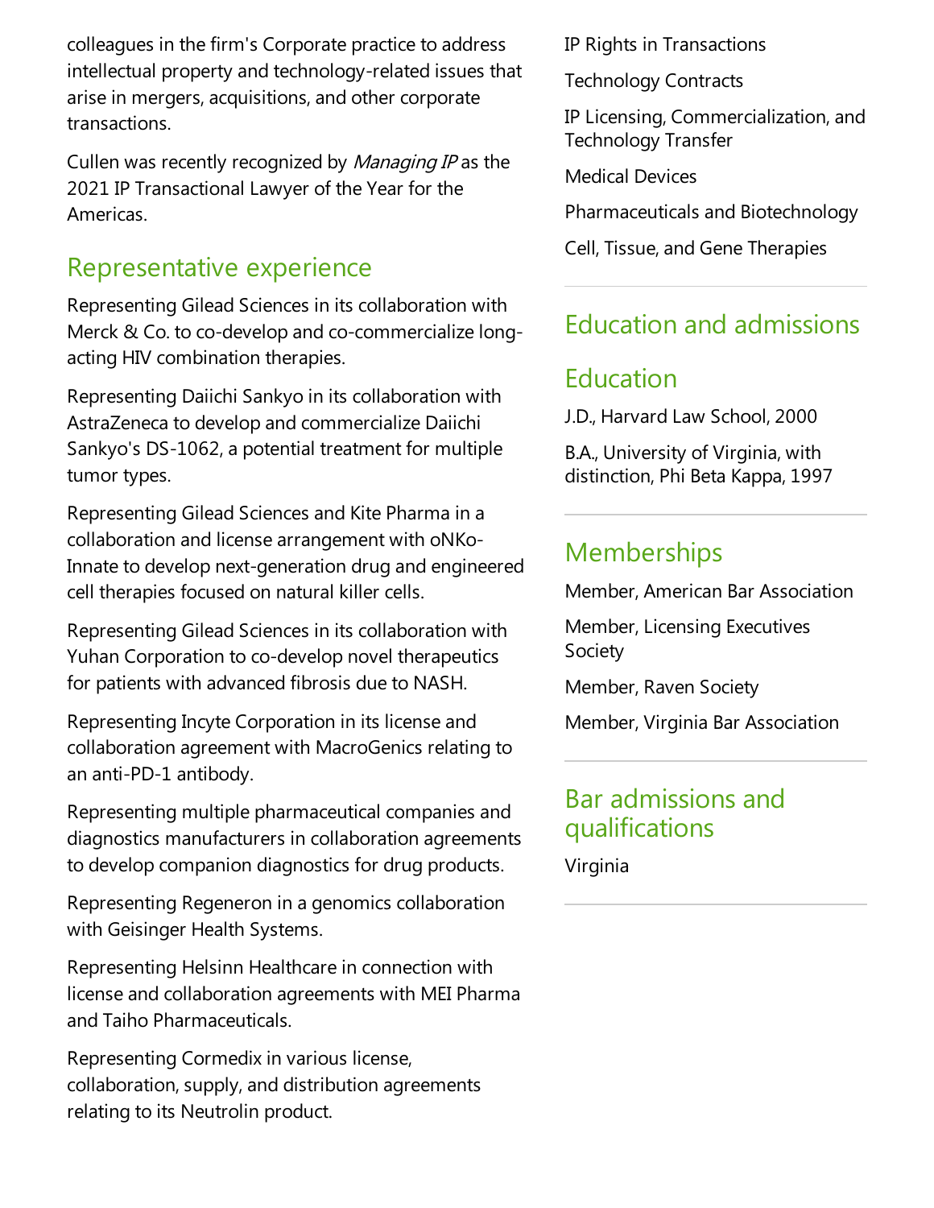colleagues in the firm's Corporate practice to address intellectual property and technology-related issues that arise in mergers, acquisitions, and other corporate transactions.

Cullen was recently recognized by *Managing IP* as the 2021 IP Transactional Lawyer of the Year for the Americas.

## Representative experience

Representing Gilead Sciences in its collaboration with Merck & Co. to co-develop and co-commercialize long-acting HIV combination therapies.

Representing Daiichi Sankyo in its collaboration with AstraZeneca to develop and commercialize Daiichi Sankyo's DS-1062, a potential treatment for multiple tumor types.

Representing Gilead Sciences and Kite Pharma in a collaboration and license arrangement with oNKo-Innate to develop next-generation drug and engineered cell therapies focused on natural killer cells.

Representing Gilead Sciences in its collaboration with Yuhan Corporation to co-develop novel therapeutics for patients with advanced fibrosis due to NASH.

Representing Incyte Corporation in its license and collaboration agreement with MacroGenics relating to an anti-PD-1 antibody.

Representing multiple pharmaceutical companies and diagnostics manufacturers in collaboration agreements to develop companion diagnostics for drug products.

Representing Regeneron in a genomics collaboration with Geisinger Health Systems.

Representing Helsinn Healthcare in connection with license and collaboration agreements with MEI Pharma and Taiho Pharmaceuticals.

Representing Cormedix in various license, collaboration, supply, and distribution agreements relating to its Neutrolin product.

IP Rights in Transactions

Technology Contracts

IP Licensing, Commercialization, and Technology Transfer

Medical Devices

Pharmaceuticals and Biotechnology

Cell, Tissue, and Gene Therapies

## Education and admissions

### Education

J.D., Harvard Law School, 2000

B.A., University of Virginia, with distinction, Phi Beta Kappa, 1997

## Memberships

Member, American Bar Association

Member, Licensing Executives Society

Member, Raven Society

Member, Virginia Bar Association

## Bar admissions and qualifications

Virginia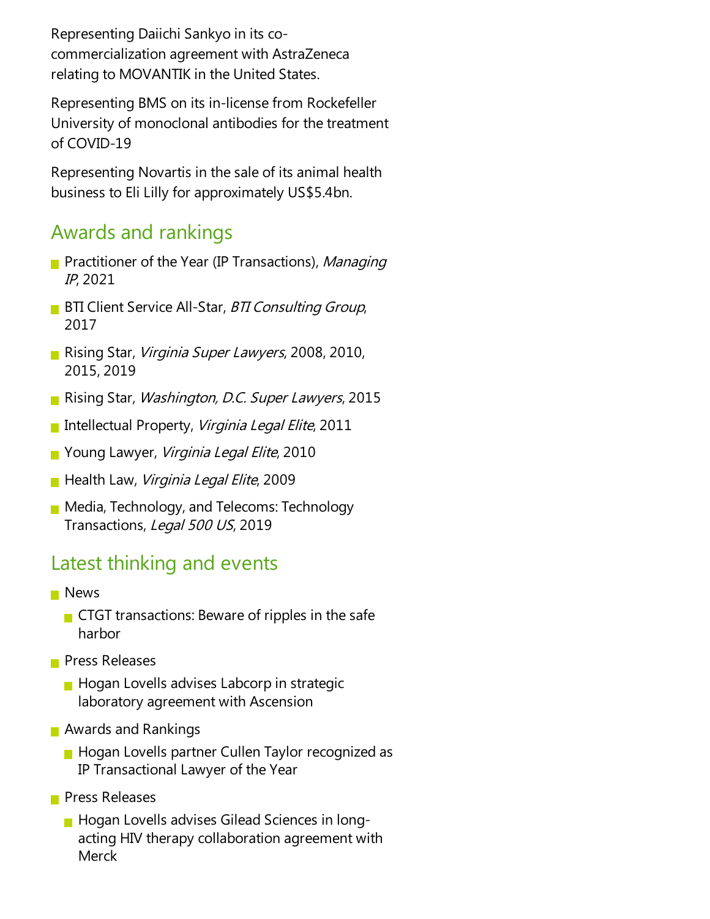Representing Daiichi Sankyo in its co-commercialization agreement with AstraZeneca relating to MOVANTIK in the United States.

Representing BMS on its in-license from Rockefeller University of monoclonal antibodies for the treatment of COVID-19

Representing Novartis in the sale of its animal health business to Eli Lilly for approximately US$5.4bn.

## Awards and rankings

- Practitioner of the Year (IP Transactions), *Managing IP*, 2021
- BTI Client Service All-Star, *BTI Consulting Group*, 2017
- Rising Star, *Virginia Super Lawyers*, 2008, 2010, 2015, 2019
- Rising Star, *Washington, D.C. Super Lawyers*, 2015
- Intellectual Property, *Virginia Legal Elite*, 2011
- Young Lawyer, *Virginia Legal Elite*, 2010
- Health Law, *Virginia Legal Elite*, 2009
- Media, Technology, and Telecoms: Technology Transactions, *Legal 500 US*, 2019

## Latest thinking and events

- News
  - CTGT transactions: Beware of ripples in the safe harbor
- Press Releases
  - Hogan Lovells advises Labcorp in strategic laboratory agreement with Ascension
- Awards and Rankings
  - Hogan Lovells partner Cullen Taylor recognized as IP Transactional Lawyer of the Year
- Press Releases
  - Hogan Lovells advises Gilead Sciences in long-acting HIV therapy collaboration agreement with Merck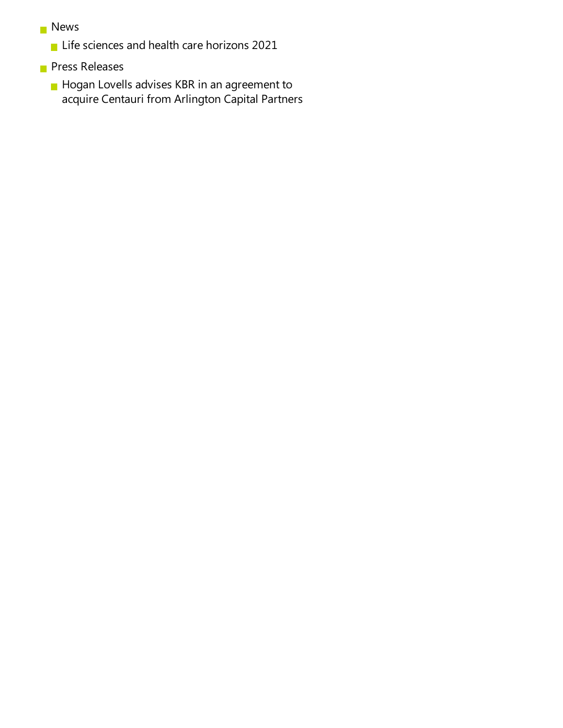- News
  - Life sciences and health care horizons 2021
- Press Releases
  - Hogan Lovells advises KBR in an agreement to acquire Centauri from Arlington Capital Partners